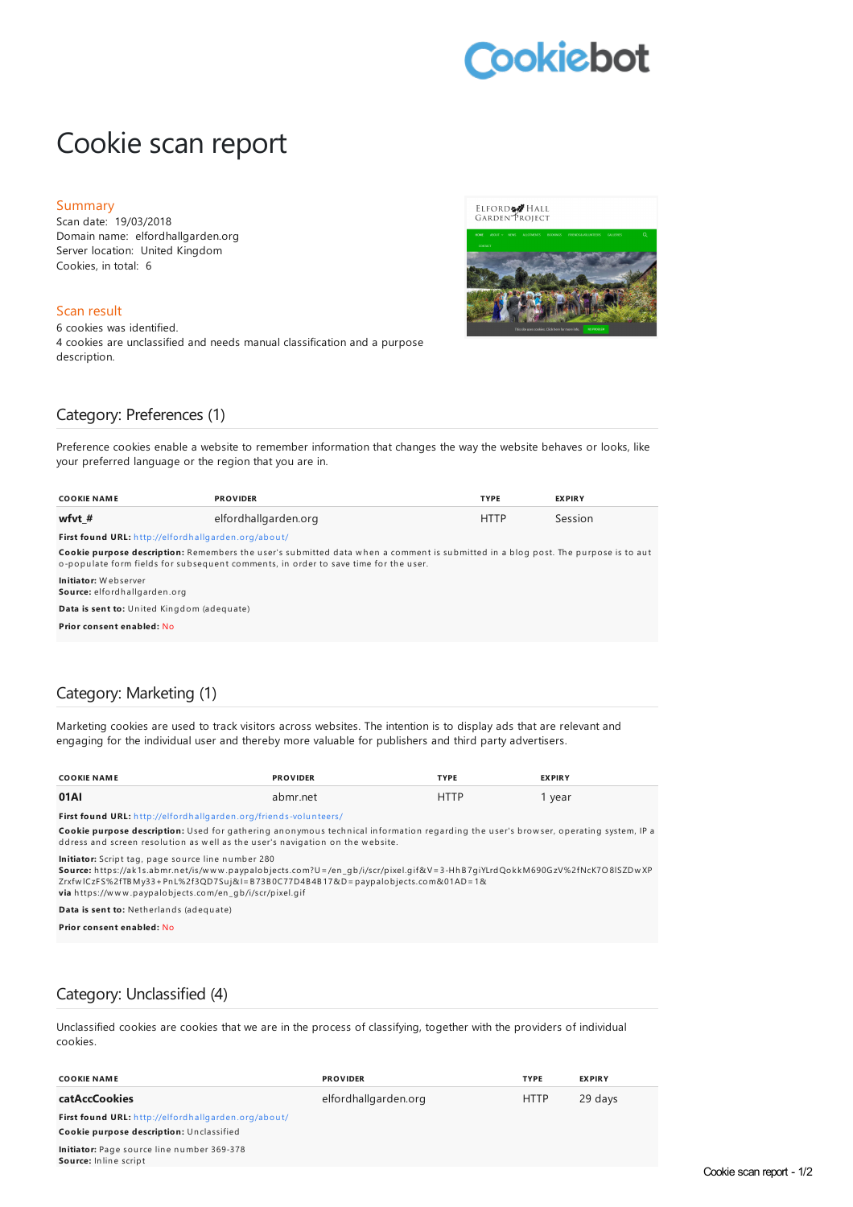Cookiebot

# Cookie scan report

## Summary

Scan date: 19/03/2018
Domain name: elfordhallgarden.org
Server location: United Kingdom
Cookies, in total: 6

## Scan result

6 cookies was identified.
4 cookies are unclassified and needs manual classification and a purpose description.

## Category: Preferences (1)

Preference cookies enable a website to remember information that changes the way the website behaves or looks, like your preferred language or the region that you are in.

| COOKIE NAME | PROVIDER | TYPE | EXPIRY |
|---|---|---|---|
| **wfvt_#** | elfordhallgarden.org | HTTP | Session |

**First found URL:** http://elfordhallgarden.org/about/

**Cookie purpose description:** Remembers the user's submitted data when a comment is submitted in a blog post. The purpose is to auto-populate form fields for subsequent comments, in order to save time for the user.

**Initiator:** Webserver
**Source:** elfordhallgarden.org

**Data is sent to:** United Kingdom (adequate)

**Prior consent enabled:** No

## Category: Marketing (1)

Marketing cookies are used to track visitors across websites. The intention is to display ads that are relevant and engaging for the individual user and thereby more valuable for publishers and third party advertisers.

| COOKIE NAME | PROVIDER | TYPE | EXPIRY |
|---|---|---|---|
| **01AI** | abmr.net | HTTP | 1 year |

**First found URL:** http://elfordhallgarden.org/friends-volunteers/

**Cookie purpose description:** Used for gathering anonymous technical information regarding the user's browser, operating system, IP address and screen resolution as well as the user's navigation on the website.

**Initiator:** Script tag, page source line number 280
**Source:** https://ak1s.abmr.net/is/www.paypalobjects.com?U=/en_gb/i/scr/pixel.gif&V=3-HhB7giYLrdQokkM690GzV%2fNcK7O8lSZDwXPZrxfwICzFS%2fTBMy33+PnL%2f3QD7Suj&I=B73B0C77D4B4B17&D=paypalobjects.com&01AD=1&
**via** https://www.paypalobjects.com/en_gb/i/scr/pixel.gif

**Data is sent to:** Netherlands (adequate)

**Prior consent enabled:** No

## Category: Unclassified (4)

Unclassified cookies are cookies that we are in the process of classifying, together with the providers of individual cookies.

| COOKIE NAME | PROVIDER | TYPE | EXPIRY |
|---|---|---|---|
| **catAccCookies** | elfordhallgarden.org | HTTP | 29 days |

**First found URL:** http://elfordhallgarden.org/about/

**Cookie purpose description:** Unclassified

**Initiator:** Page source line number 369-378
**Source:** Inline script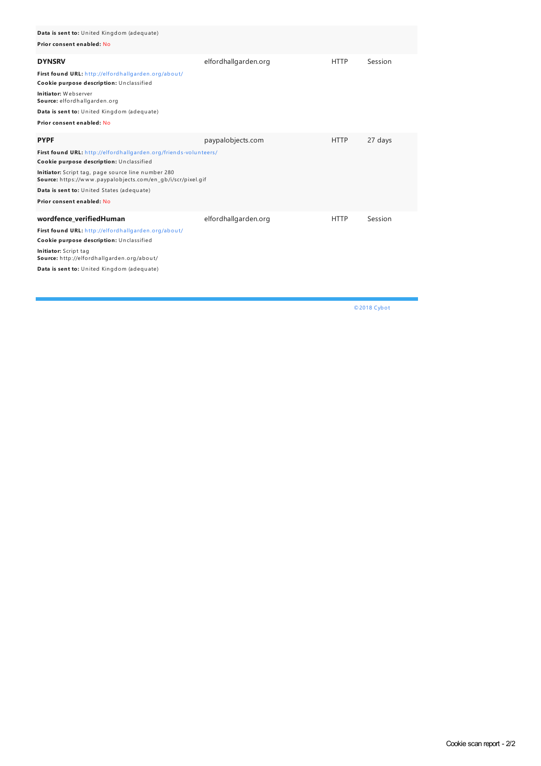**Data is sent to:** United Kingdom (adequate)

**Prior consent enabled:** No

| | | | |
|---|---|---|---|
| **DYNSRV** | elfordhallgarden.org | HTTP | Session |

**First found URL:** http://elfordhallgarden.org/about/

**Cookie purpose description:** Unclassified

**Initiator:** Webserver
**Source:** elfordhallgarden.org

**Data is sent to:** United Kingdom (adequate)

**Prior consent enabled:** No

| | | | |
|---|---|---|---|
| **PYPF** | paypalobjects.com | HTTP | 27 days |

**First found URL:** http://elfordhallgarden.org/friends-volunteers/

**Cookie purpose description:** Unclassified

**Initiator:** Script tag, page source line number 280
**Source:** https://www.paypalobjects.com/en_gb/i/scr/pixel.gif

**Data is sent to:** United States (adequate)

**Prior consent enabled:** No

| | | | |
|---|---|---|---|
| **wordfence_verifiedHuman** | elfordhallgarden.org | HTTP | Session |

**First found URL:** http://elfordhallgarden.org/about/

**Cookie purpose description:** Unclassified

**Initiator:** Script tag
**Source:** http://elfordhallgarden.org/about/

**Data is sent to:** United Kingdom (adequate)

©2018 Cybot